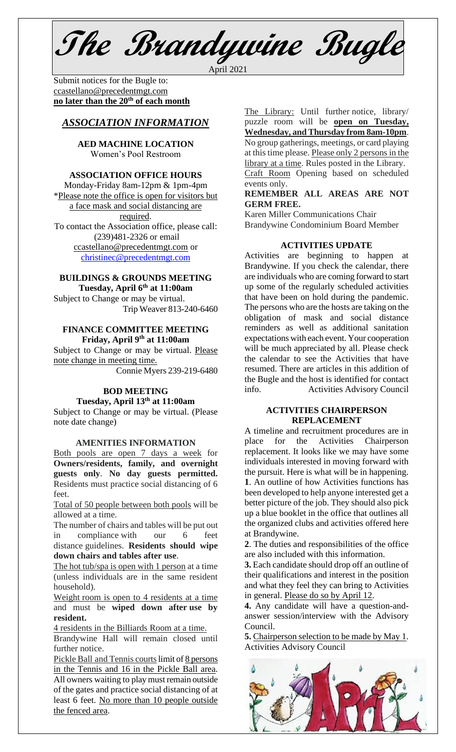# The Brandywine Bugle

April 2021

Submit notices for the Bugle to:
ccastellano@precedentmgt.com
**no later than the 20th of each month**

## *ASSOCIATION INFORMATION*

**AED MACHINE LOCATION**
Women's Pool Restroom

**ASSOCIATION OFFICE HOURS**
Monday-Friday 8am-12pm & 1pm-4pm
\*Please note the office is open for visitors but a face mask and social distancing are required.
To contact the Association office, please call: (239)481-2326 or email ccastellano@precedentmgt.com or christinec@precedentmgt.com

**BUILDINGS & GROUNDS MEETING**
**Tuesday, April 6th at 11:00am**
Subject to Change or may be virtual.
Trip Weaver 813-240-6460

**FINANCE COMMITTEE MEETING**
**Friday, April 9th at 11:00am**
Subject to Change or may be virtual. Please note change in meeting time.
Connie Myers 239-219-6480

**BOD MEETING**
**Tuesday, April 13th at 11:00am**
Subject to Change or may be virtual. (Please note date change)

**AMENITIES INFORMATION**

Both pools are open 7 days a week for **Owners/residents, family, and overnight guests only**. **No day guests permitted.** Residents must practice social distancing of 6 feet.

Total of 50 people between both pools will be allowed at a time.

The number of chairs and tables will be put out in compliance with our 6 feet distance guidelines. **Residents should wipe down chairs and tables after use**.

The hot tub/spa is open with 1 person at a time (unless individuals are in the same resident household).

Weight room is open to 4 residents at a time and must be **wiped down after use by resident.**

4 residents in the Billiards Room at a time.

Brandywine Hall will remain closed until further notice.

Pickle Ball and Tennis courts limit of 8 persons in the Tennis and 16 in the Pickle Ball area. All owners waiting to play must remain outside of the gates and practice social distancing of at least 6 feet. No more than 10 people outside the fenced area.

The Library: Until further notice, library/ puzzle room will be **open on Tuesday, Wednesday, and Thursday from 8am-10pm**. No group gatherings, meetings, or card playing at this time please. Please only 2 persons in the library at a time. Rules posted in the Library.

Craft Room Opening based on scheduled events only.

**REMEMBER ALL AREAS ARE NOT GERM FREE.**

Karen Miller Communications Chair
Brandywine Condominium Board Member

**ACTIVITIES UPDATE**

Activities are beginning to happen at Brandywine. If you check the calendar, there are individuals who are coming forward to start up some of the regularly scheduled activities that have been on hold during the pandemic. The persons who are the hosts are taking on the obligation of mask and social distance reminders as well as additional sanitation expectations with each event. Your cooperation will be much appreciated by all. Please check the calendar to see the Activities that have resumed. There are articles in this addition of the Bugle and the host is identified for contact info. Activities Advisory Council

**ACTIVITIES CHAIRPERSON REPLACEMENT**

A timeline and recruitment procedures are in place for the Activities Chairperson replacement. It looks like we may have some individuals interested in moving forward with the pursuit. Here is what will be in happening.

**1**. An outline of how Activities functions has been developed to help anyone interested get a better picture of the job. They should also pick up a blue booklet in the office that outlines all the organized clubs and activities offered here at Brandywine.

**2**. The duties and responsibilities of the office are also included with this information.

**3.** Each candidate should drop off an outline of their qualifications and interest in the position and what they feel they can bring to Activities in general. Please do so by April 12.

**4.** Any candidate will have a question-and-answer session/interview with the Advisory Council.

**5.** Chairperson selection to be made by May 1.
Activities Advisory Council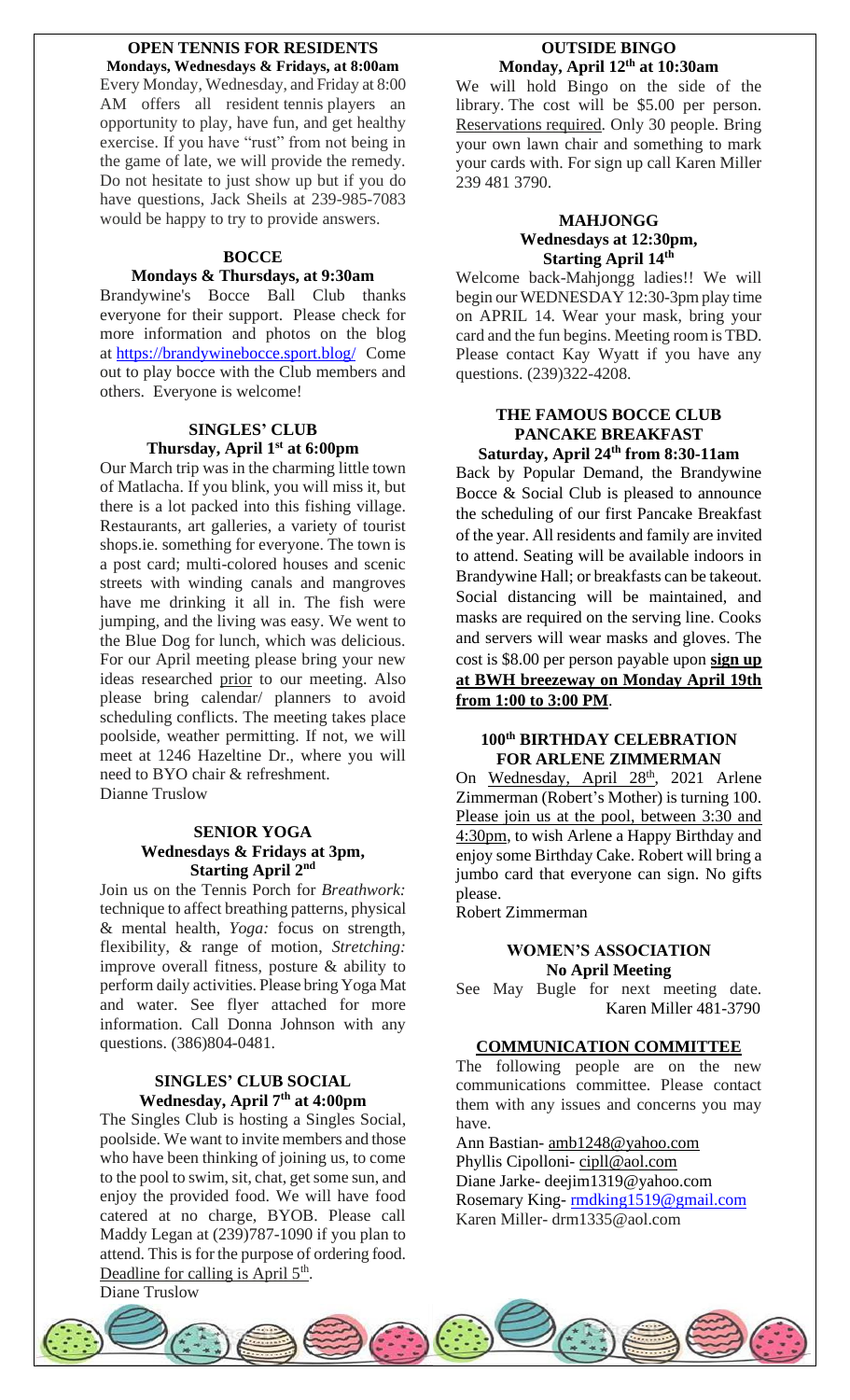## OPEN TENNIS FOR RESIDENTS

**Mondays, Wednesdays & Fridays, at 8:00am**

Every Monday, Wednesday, and Friday at 8:00 AM offers all resident tennis players an opportunity to play, have fun, and get healthy exercise. If you have "rust" from not being in the game of late, we will provide the remedy. Do not hesitate to just show up but if you do have questions, Jack Sheils at 239-985-7083 would be happy to try to provide answers.

## BOCCE

**Mondays & Thursdays, at 9:30am**

Brandywine's Bocce Ball Club thanks everyone for their support. Please check for more information and photos on the blog at https://brandywinebocce.sport.blog/ Come out to play bocce with the Club members and others. Everyone is welcome!

## SINGLES' CLUB

**Thursday, April 1st at 6:00pm**

Our March trip was in the charming little town of Matlacha. If you blink, you will miss it, but there is a lot packed into this fishing village. Restaurants, art galleries, a variety of tourist shops.ie. something for everyone. The town is a post card; multi-colored houses and scenic streets with winding canals and mangroves have me drinking it all in. The fish were jumping, and the living was easy. We went to the Blue Dog for lunch, which was delicious. For our April meeting please bring your new ideas researched prior to our meeting. Also please bring calendar/ planners to avoid scheduling conflicts. The meeting takes place poolside, weather permitting. If not, we will meet at 1246 Hazeltine Dr., where you will need to BYO chair & refreshment.
Dianne Truslow

## SENIOR YOGA

**Wednesdays & Fridays at 3pm, Starting April 2nd**

Join us on the Tennis Porch for *Breathwork:* technique to affect breathing patterns, physical & mental health, *Yoga:* focus on strength, flexibility, & range of motion, *Stretching:* improve overall fitness, posture & ability to perform daily activities. Please bring Yoga Mat and water. See flyer attached for more information. Call Donna Johnson with any questions. (386)804-0481.

## SINGLES' CLUB SOCIAL

**Wednesday, April 7th at 4:00pm**

The Singles Club is hosting a Singles Social, poolside. We want to invite members and those who have been thinking of joining us, to come to the pool to swim, sit, chat, get some sun, and enjoy the provided food. We will have food catered at no charge, BYOB. Please call Maddy Legan at (239)787-1090 if you plan to attend. This is for the purpose of ordering food. Deadline for calling is April 5th.
Diane Truslow

## OUTSIDE BINGO

**Monday, April 12th at 10:30am**

We will hold Bingo on the side of the library. The cost will be $5.00 per person. Reservations required. Only 30 people. Bring your own lawn chair and something to mark your cards with. For sign up call Karen Miller 239 481 3790.

## MAHJONGG

**Wednesdays at 12:30pm, Starting April 14th**

Welcome back-Mahjongg ladies!! We will begin our WEDNESDAY 12:30-3pm play time on APRIL 14. Wear your mask, bring your card and the fun begins. Meeting room is TBD. Please contact Kay Wyatt if you have any questions. (239)322-4208.

## THE FAMOUS BOCCE CLUB PANCAKE BREAKFAST

**Saturday, April 24th from 8:30-11am**

Back by Popular Demand, the Brandywine Bocce & Social Club is pleased to announce the scheduling of our first Pancake Breakfast of the year. All residents and family are invited to attend. Seating will be available indoors in Brandywine Hall; or breakfasts can be takeout. Social distancing will be maintained, and masks are required on the serving line. Cooks and servers will wear masks and gloves. The cost is $8.00 per person payable upon **sign up at BWH breezeway on Monday April 19th from 1:00 to 3:00 PM**.

## 100th BIRTHDAY CELEBRATION FOR ARLENE ZIMMERMAN

On Wednesday, April 28th, 2021 Arlene Zimmerman (Robert's Mother) is turning 100. Please join us at the pool, between 3:30 and 4:30pm, to wish Arlene a Happy Birthday and enjoy some Birthday Cake. Robert will bring a jumbo card that everyone can sign. No gifts please.
Robert Zimmerman

## WOMEN'S ASSOCIATION

**No April Meeting**

See May Bugle for next meeting date.
Karen Miller 481-3790

## COMMUNICATION COMMITTEE

The following people are on the new communications committee. Please contact them with any issues and concerns you may have.

Ann Bastian- amb1248@yahoo.com
Phyllis Cipolloni- cipll@aol.com
Diane Jarke- deejim1319@yahoo.com
Rosemary King- rmdking1519@gmail.com
Karen Miller- drm1335@aol.com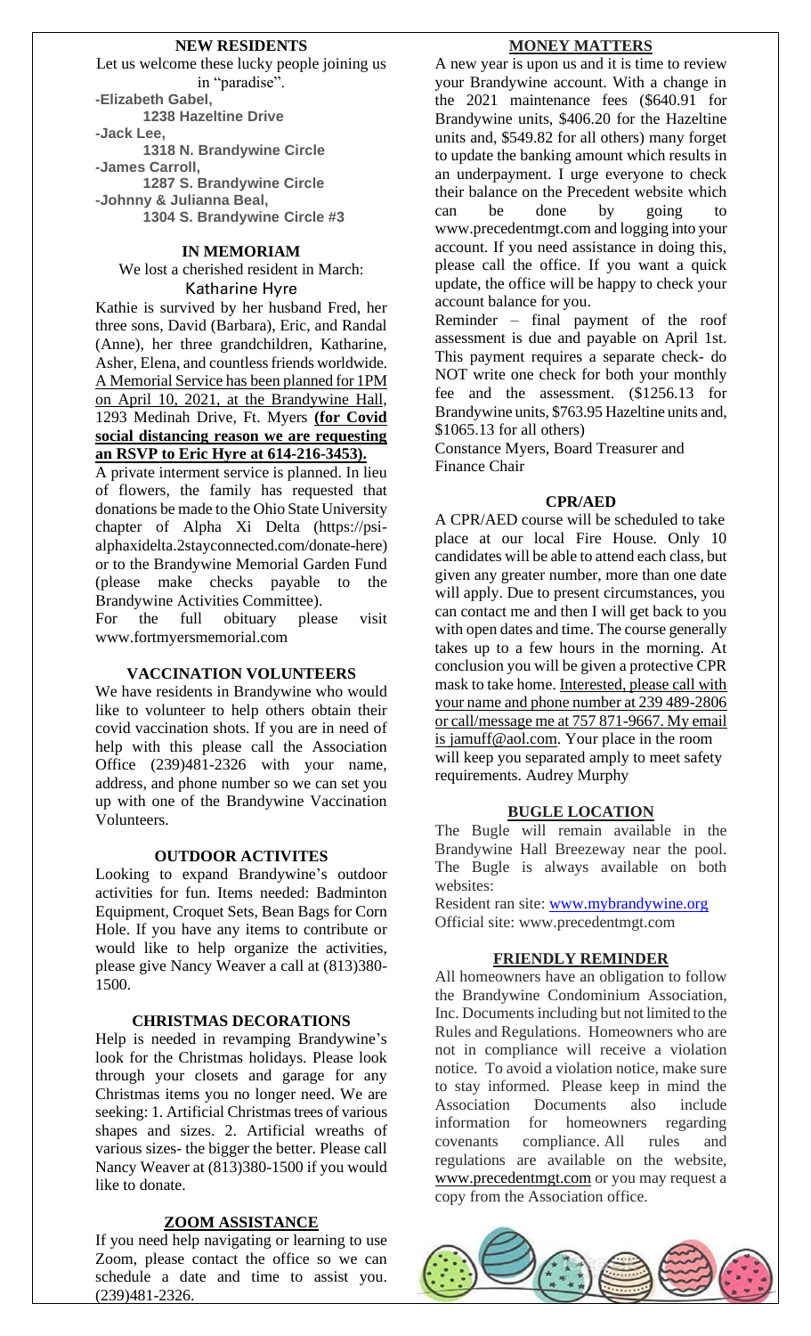## NEW RESIDENTS

Let us welcome these lucky people joining us in "paradise".

**-Elizabeth Gabel,**
**1238 Hazeltine Drive**
**-Jack Lee,**
**1318 N. Brandywine Circle**
**-James Carroll,**
**1287 S. Brandywine Circle**
**-Johnny & Julianna Beal,**
**1304 S. Brandywine Circle #3**

## IN MEMORIAM

We lost a cherished resident in March:

Katharine Hyre

Kathie is survived by her husband Fred, her three sons, David (Barbara), Eric, and Randal (Anne), her three grandchildren, Katharine, Asher, Elena, and countless friends worldwide. A Memorial Service has been planned for 1PM on April 10, 2021, at the Brandywine Hall, 1293 Medinah Drive, Ft. Myers **(for Covid social distancing reason we are requesting an RSVP to Eric Hyre at 614-216-3453).**

A private interment service is planned. In lieu of flowers, the family has requested that donations be made to the Ohio State University chapter of Alpha Xi Delta (https://psi-alphaxidelta.2stayconnected.com/donate-here) or to the Brandywine Memorial Garden Fund (please make checks payable to the Brandywine Activities Committee).

For the full obituary please visit www.fortmyersmemorial.com

## VACCINATION VOLUNTEERS

We have residents in Brandywine who would like to volunteer to help others obtain their covid vaccination shots. If you are in need of help with this please call the Association Office (239)481-2326 with your name, address, and phone number so we can set you up with one of the Brandywine Vaccination Volunteers.

## OUTDOOR ACTIVITES

Looking to expand Brandywine's outdoor activities for fun. Items needed: Badminton Equipment, Croquet Sets, Bean Bags for Corn Hole. If you have any items to contribute or would like to help organize the activities, please give Nancy Weaver a call at (813)380-1500.

## CHRISTMAS DECORATIONS

Help is needed in revamping Brandywine's look for the Christmas holidays. Please look through your closets and garage for any Christmas items you no longer need. We are seeking: 1. Artificial Christmas trees of various shapes and sizes. 2. Artificial wreaths of various sizes- the bigger the better. Please call Nancy Weaver at (813)380-1500 if you would like to donate.

## ZOOM ASSISTANCE

If you need help navigating or learning to use Zoom, please contact the office so we can schedule a date and time to assist you. (239)481-2326.

## MONEY MATTERS

A new year is upon us and it is time to review your Brandywine account. With a change in the 2021 maintenance fees ($640.91 for Brandywine units, $406.20 for the Hazeltine units and, $549.82 for all others) many forget to update the banking amount which results in an underpayment. I urge everyone to check their balance on the Precedent website which can be done by going to www.precedentmgt.com and logging into your account. If you need assistance in doing this, please call the office. If you want a quick update, the office will be happy to check your account balance for you.

Reminder – final payment of the roof assessment is due and payable on April 1st. This payment requires a separate check- do NOT write one check for both your monthly fee and the assessment. ($1256.13 for Brandywine units, $763.95 Hazeltine units and, $1065.13 for all others)

Constance Myers, Board Treasurer and Finance Chair

## CPR/AED

A CPR/AED course will be scheduled to take place at our local Fire House. Only 10 candidates will be able to attend each class, but given any greater number, more than one date will apply. Due to present circumstances, you can contact me and then I will get back to you with open dates and time. The course generally takes up to a few hours in the morning. At conclusion you will be given a protective CPR mask to take home. Interested, please call with your name and phone number at 239 489-2806 or call/message me at 757 871-9667. My email is jamuff@aol.com. Your place in the room will keep you separated amply to meet safety requirements. Audrey Murphy

## BUGLE LOCATION

The Bugle will remain available in the Brandywine Hall Breezeway near the pool. The Bugle is always available on both websites:

Resident ran site: www.mybrandywine.org
Official site: www.precedentmgt.com

## FRIENDLY REMINDER

All homeowners have an obligation to follow the Brandywine Condominium Association, Inc. Documents including but not limited to the Rules and Regulations. Homeowners who are not in compliance will receive a violation notice. To avoid a violation notice, make sure to stay informed. Please keep in mind the Association Documents also include information for homeowners regarding covenants compliance. All rules and regulations are available on the website, www.precedentmgt.com or you may request a copy from the Association office.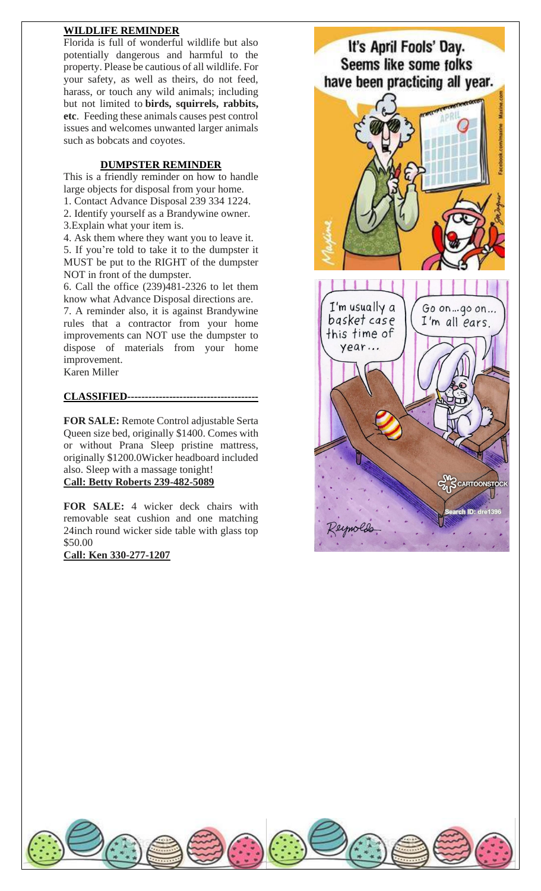## WILDLIFE REMINDER

Florida is full of wonderful wildlife but also potentially dangerous and harmful to the property. Please be cautious of all wildlife. For your safety, as well as theirs, do not feed, harass, or touch any wild animals; including but not limited to **birds, squirrels, rabbits, etc**. Feeding these animals causes pest control issues and welcomes unwanted larger animals such as bobcats and coyotes.

## DUMPSTER REMINDER

This is a friendly reminder on how to handle large objects for disposal from your home.

1. Contact Advance Disposal 239 334 1224.
2. Identify yourself as a Brandywine owner.
3. Explain what your item is.
4. Ask them where they want you to leave it.
5. If you're told to take it to the dumpster it MUST be put to the RIGHT of the dumpster NOT in front of the dumpster.
6. Call the office (239)481-2326 to let them know what Advance Disposal directions are.
7. A reminder also, it is against Brandywine rules that a contractor from your home improvements can NOT use the dumpster to dispose of materials from your home improvement.

Karen Miller

## CLASSIFIED-------------------------------------

**FOR SALE:** Remote Control adjustable Serta Queen size bed, originally $1400. Comes with or without Prana Sleep pristine mattress, originally $1200.0Wicker headboard included also. Sleep with a massage tonight!
**Call: Betty Roberts 239-482-5089**

**FOR SALE:** 4 wicker deck chairs with removable seat cushion and one matching 24inch round wicker side table with glass top $50.00
**Call: Ken 330-277-1207**